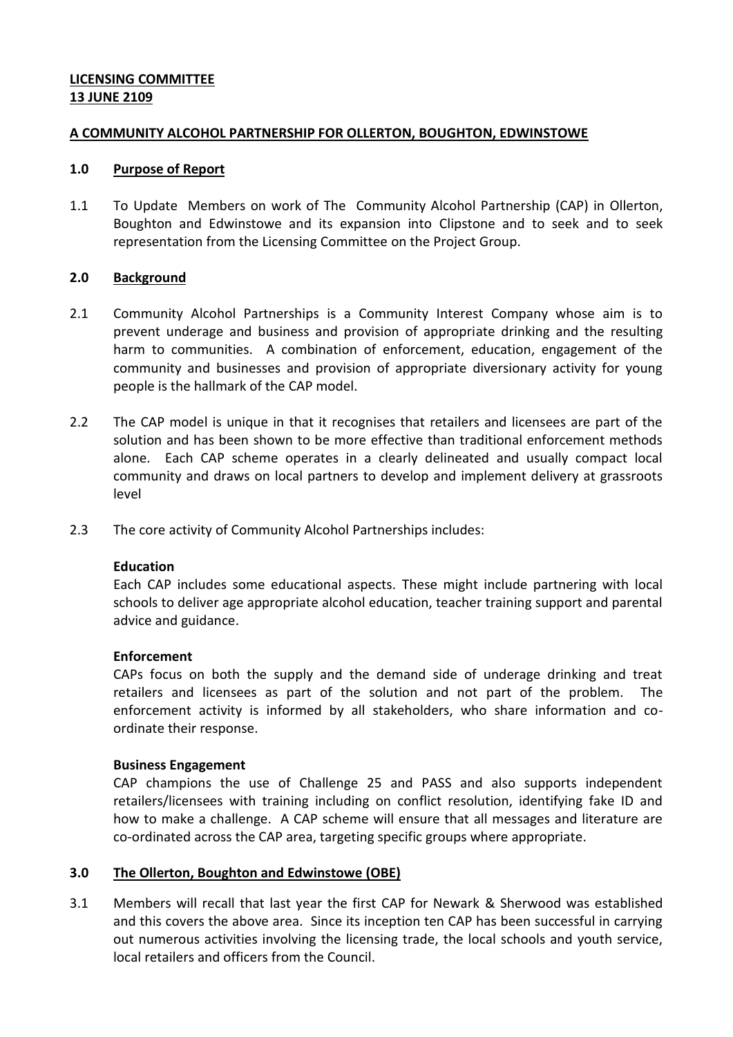**LICENSING COMMITTEE**
**13 JUNE 2109**

**A COMMUNITY ALCOHOL PARTNERSHIP FOR OLLERTON, BOUGHTON, EDWINSTOWE**

## 1.0 Purpose of Report

1.1 To Update Members on work of The Community Alcohol Partnership (CAP) in Ollerton, Boughton and Edwinstowe and its expansion into Clipstone and to seek and to seek representation from the Licensing Committee on the Project Group.

## 2.0 Background

2.1 Community Alcohol Partnerships is a Community Interest Company whose aim is to prevent underage and business and provision of appropriate drinking and the resulting harm to communities. A combination of enforcement, education, engagement of the community and businesses and provision of appropriate diversionary activity for young people is the hallmark of the CAP model.

2.2 The CAP model is unique in that it recognises that retailers and licensees are part of the solution and has been shown to be more effective than traditional enforcement methods alone. Each CAP scheme operates in a clearly delineated and usually compact local community and draws on local partners to develop and implement delivery at grassroots level

2.3 The core activity of Community Alcohol Partnerships includes:

**Education**
Each CAP includes some educational aspects. These might include partnering with local schools to deliver age appropriate alcohol education, teacher training support and parental advice and guidance.

**Enforcement**
CAPs focus on both the supply and the demand side of underage drinking and treat retailers and licensees as part of the solution and not part of the problem. The enforcement activity is informed by all stakeholders, who share information and co-ordinate their response.

**Business Engagement**
CAP champions the use of Challenge 25 and PASS and also supports independent retailers/licensees with training including on conflict resolution, identifying fake ID and how to make a challenge. A CAP scheme will ensure that all messages and literature are co-ordinated across the CAP area, targeting specific groups where appropriate.

## 3.0 The Ollerton, Boughton and Edwinstowe (OBE)

3.1 Members will recall that last year the first CAP for Newark & Sherwood was established and this covers the above area. Since its inception ten CAP has been successful in carrying out numerous activities involving the licensing trade, the local schools and youth service, local retailers and officers from the Council.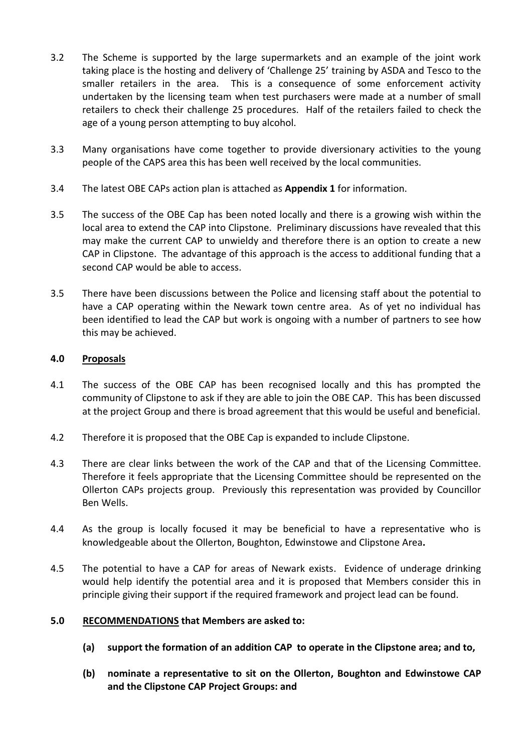3.2 The Scheme is supported by the large supermarkets and an example of the joint work taking place is the hosting and delivery of 'Challenge 25' training by ASDA and Tesco to the smaller retailers in the area. This is a consequence of some enforcement activity undertaken by the licensing team when test purchasers were made at a number of small retailers to check their challenge 25 procedures. Half of the retailers failed to check the age of a young person attempting to buy alcohol.

3.3 Many organisations have come together to provide diversionary activities to the young people of the CAPS area this has been well received by the local communities.

3.4 The latest OBE CAPs action plan is attached as **Appendix 1** for information.

3.5 The success of the OBE Cap has been noted locally and there is a growing wish within the local area to extend the CAP into Clipstone. Preliminary discussions have revealed that this may make the current CAP to unwieldy and therefore there is an option to create a new CAP in Clipstone. The advantage of this approach is the access to additional funding that a second CAP would be able to access.

3.5 There have been discussions between the Police and licensing staff about the potential to have a CAP operating within the Newark town centre area. As of yet no individual has been identified to lead the CAP but work is ongoing with a number of partners to see how this may be achieved.

## 4.0 Proposals

4.1 The success of the OBE CAP has been recognised locally and this has prompted the community of Clipstone to ask if they are able to join the OBE CAP. This has been discussed at the project Group and there is broad agreement that this would be useful and beneficial.

4.2 Therefore it is proposed that the OBE Cap is expanded to include Clipstone.

4.3 There are clear links between the work of the CAP and that of the Licensing Committee. Therefore it feels appropriate that the Licensing Committee should be represented on the Ollerton CAPs projects group. Previously this representation was provided by Councillor Ben Wells.

4.4 As the group is locally focused it may be beneficial to have a representative who is knowledgeable about the Ollerton, Boughton, Edwinstowe and Clipstone Area**.**

4.5 The potential to have a CAP for areas of Newark exists. Evidence of underage drinking would help identify the potential area and it is proposed that Members consider this in principle giving their support if the required framework and project lead can be found.

## 5.0 RECOMMENDATIONS that Members are asked to:

**(a) support the formation of an addition CAP to operate in the Clipstone area; and to,**

**(b) nominate a representative to sit on the Ollerton, Boughton and Edwinstowe CAP and the Clipstone CAP Project Groups: and**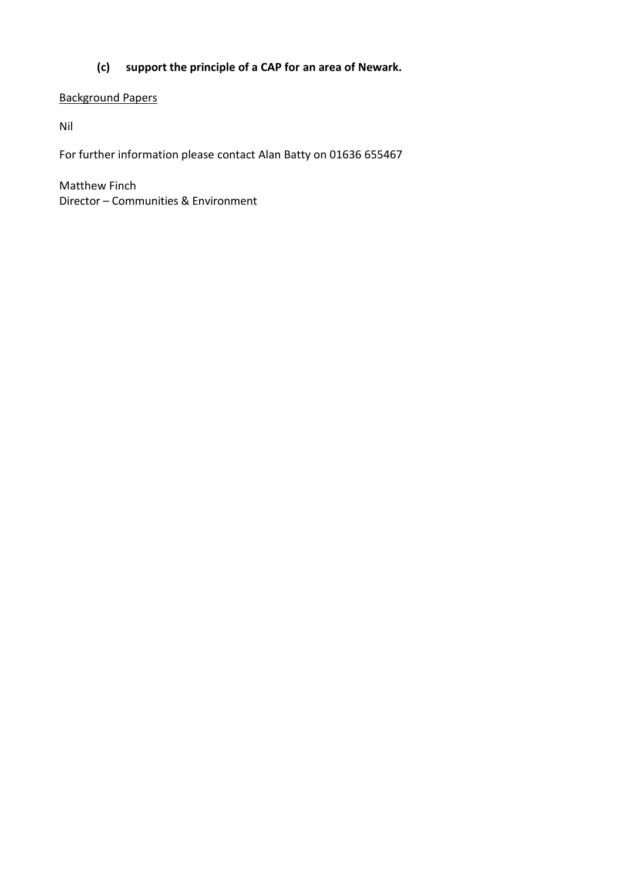**(c) support the principle of a CAP for an area of Newark.**

<u>Background Papers</u>

Nil

For further information please contact Alan Batty on 01636 655467

Matthew Finch
Director – Communities & Environment